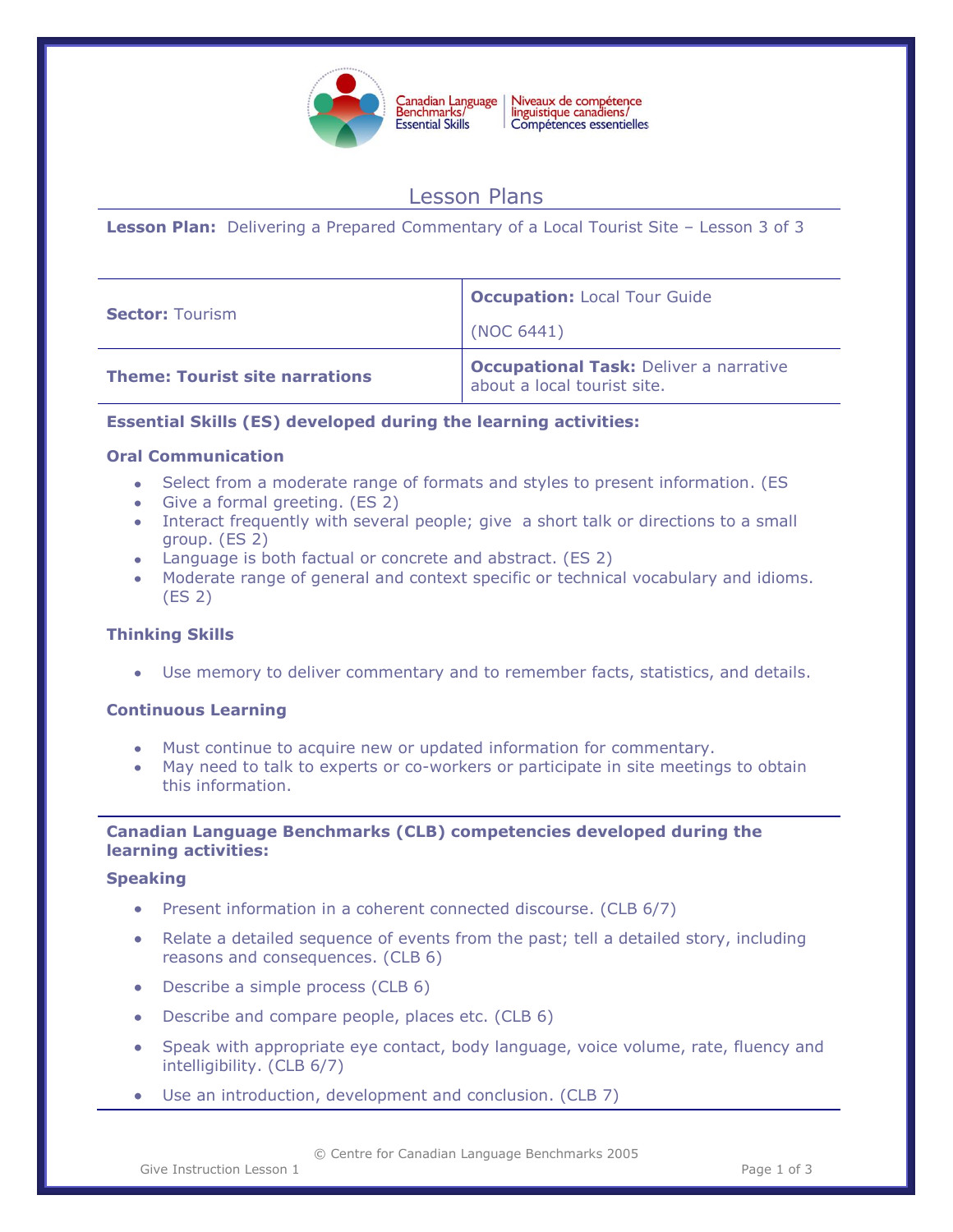Canadian Language Benchmarks/ Essential Skills | Niveaux de compétence linguistique canadiens/ Compétences essentielles

# Lesson Plans

**Lesson Plan:** Delivering a Prepared Commentary of a Local Tourist Site – Lesson 3 of 3

| **Sector:** Tourism | **Occupation:** Local Tour Guide<br>(NOC 6441) |
|---|---|
| **Theme: Tourist site narrations** | **Occupational Task:** Deliver a narrative about a local tourist site. |

### Essential Skills (ES) developed during the learning activities:

#### Oral Communication

- Select from a moderate range of formats and styles to present information. (ES
- Give a formal greeting. (ES 2)
- Interact frequently with several people; give a short talk or directions to a small group. (ES 2)
- Language is both factual or concrete and abstract. (ES 2)
- Moderate range of general and context specific or technical vocabulary and idioms. (ES 2)

#### Thinking Skills

- Use memory to deliver commentary and to remember facts, statistics, and details.

#### Continuous Learning

- Must continue to acquire new or updated information for commentary.
- May need to talk to experts or co-workers or participate in site meetings to obtain this information.

### Canadian Language Benchmarks (CLB) competencies developed during the learning activities:

#### Speaking

- Present information in a coherent connected discourse. (CLB 6/7)
- Relate a detailed sequence of events from the past; tell a detailed story, including reasons and consequences. (CLB 6)
- Describe a simple process (CLB 6)
- Describe and compare people, places etc. (CLB 6)
- Speak with appropriate eye contact, body language, voice volume, rate, fluency and intelligibility. (CLB 6/7)
- Use an introduction, development and conclusion. (CLB 7)

© Centre for Canadian Language Benchmarks 2005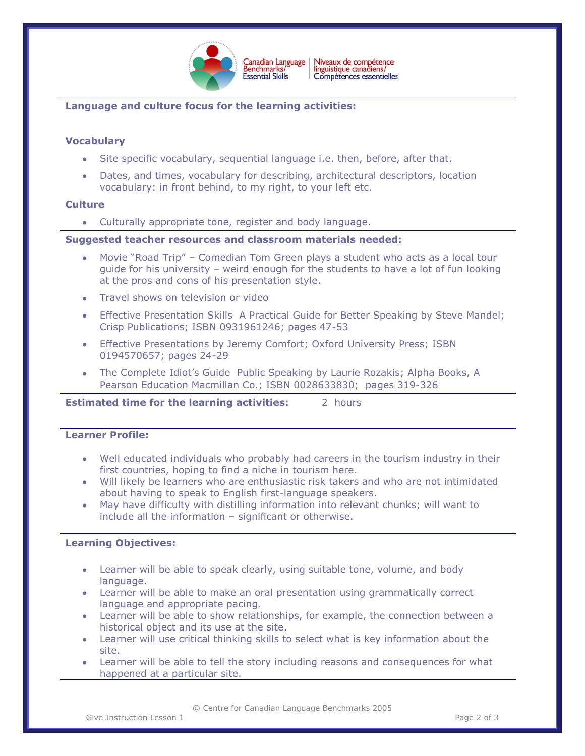**Language and culture focus for the learning activities:**

**Vocabulary**

- Site specific vocabulary, sequential language i.e. then, before, after that.
- Dates, and times, vocabulary for describing, architectural descriptors, location vocabulary: in front behind, to my right, to your left etc.

**Culture**

- Culturally appropriate tone, register and body language.

**Suggested teacher resources and classroom materials needed:**

- Movie "Road Trip" – Comedian Tom Green plays a student who acts as a local tour guide for his university – weird enough for the students to have a lot of fun looking at the pros and cons of his presentation style.
- Travel shows on television or video
- Effective Presentation Skills A Practical Guide for Better Speaking by Steve Mandel; Crisp Publications; ISBN 0931961246; pages 47-53
- Effective Presentations by Jeremy Comfort; Oxford University Press; ISBN 0194570657; pages 24-29
- The Complete Idiot's Guide Public Speaking by Laurie Rozakis; Alpha Books, A Pearson Education Macmillan Co.; ISBN 0028633830; pages 319-326

**Estimated time for the learning activities:** 2 hours

**Learner Profile:**

- Well educated individuals who probably had careers in the tourism industry in their first countries, hoping to find a niche in tourism here.
- Will likely be learners who are enthusiastic risk takers and who are not intimidated about having to speak to English first-language speakers.
- May have difficulty with distilling information into relevant chunks; will want to include all the information – significant or otherwise.

**Learning Objectives:**

- Learner will be able to speak clearly, using suitable tone, volume, and body language.
- Learner will be able to make an oral presentation using grammatically correct language and appropriate pacing.
- Learner will be able to show relationships, for example, the connection between a historical object and its use at the site.
- Learner will use critical thinking skills to select what is key information about the site.
- Learner will be able to tell the story including reasons and consequences for what happened at a particular site.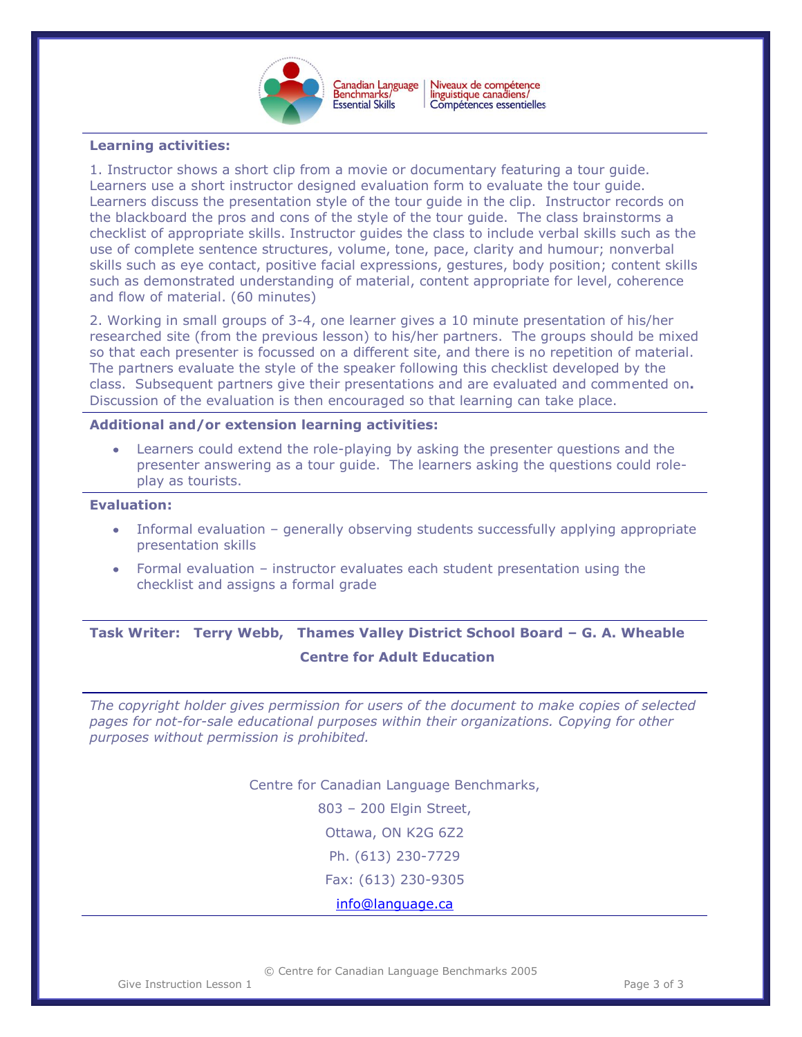**Learning activities:**

1. Instructor shows a short clip from a movie or documentary featuring a tour guide. Learners use a short instructor designed evaluation form to evaluate the tour guide. Learners discuss the presentation style of the tour guide in the clip. Instructor records on the blackboard the pros and cons of the style of the tour guide. The class brainstorms a checklist of appropriate skills. Instructor guides the class to include verbal skills such as the use of complete sentence structures, volume, tone, pace, clarity and humour; nonverbal skills such as eye contact, positive facial expressions, gestures, body position; content skills such as demonstrated understanding of material, content appropriate for level, coherence and flow of material. (60 minutes)

2. Working in small groups of 3-4, one learner gives a 10 minute presentation of his/her researched site (from the previous lesson) to his/her partners. The groups should be mixed so that each presenter is focussed on a different site, and there is no repetition of material. The partners evaluate the style of the speaker following this checklist developed by the class. Subsequent partners give their presentations and are evaluated and commented on**.** Discussion of the evaluation is then encouraged so that learning can take place.

**Additional and/or extension learning activities:**

- Learners could extend the role-playing by asking the presenter questions and the presenter answering as a tour guide. The learners asking the questions could role-play as tourists.

**Evaluation:**

- Informal evaluation – generally observing students successfully applying appropriate presentation skills
- Formal evaluation – instructor evaluates each student presentation using the checklist and assigns a formal grade

**Task Writer: Terry Webb, Thames Valley District School Board – G. A. Wheable Centre for Adult Education**

*The copyright holder gives permission for users of the document to make copies of selected pages for not-for-sale educational purposes within their organizations. Copying for other purposes without permission is prohibited.*

Centre for Canadian Language Benchmarks,

803 – 200 Elgin Street,

Ottawa, ON K2G 6Z2

Ph. (613) 230-7729

Fax: (613) 230-9305

info@language.ca

© Centre for Canadian Language Benchmarks 2005